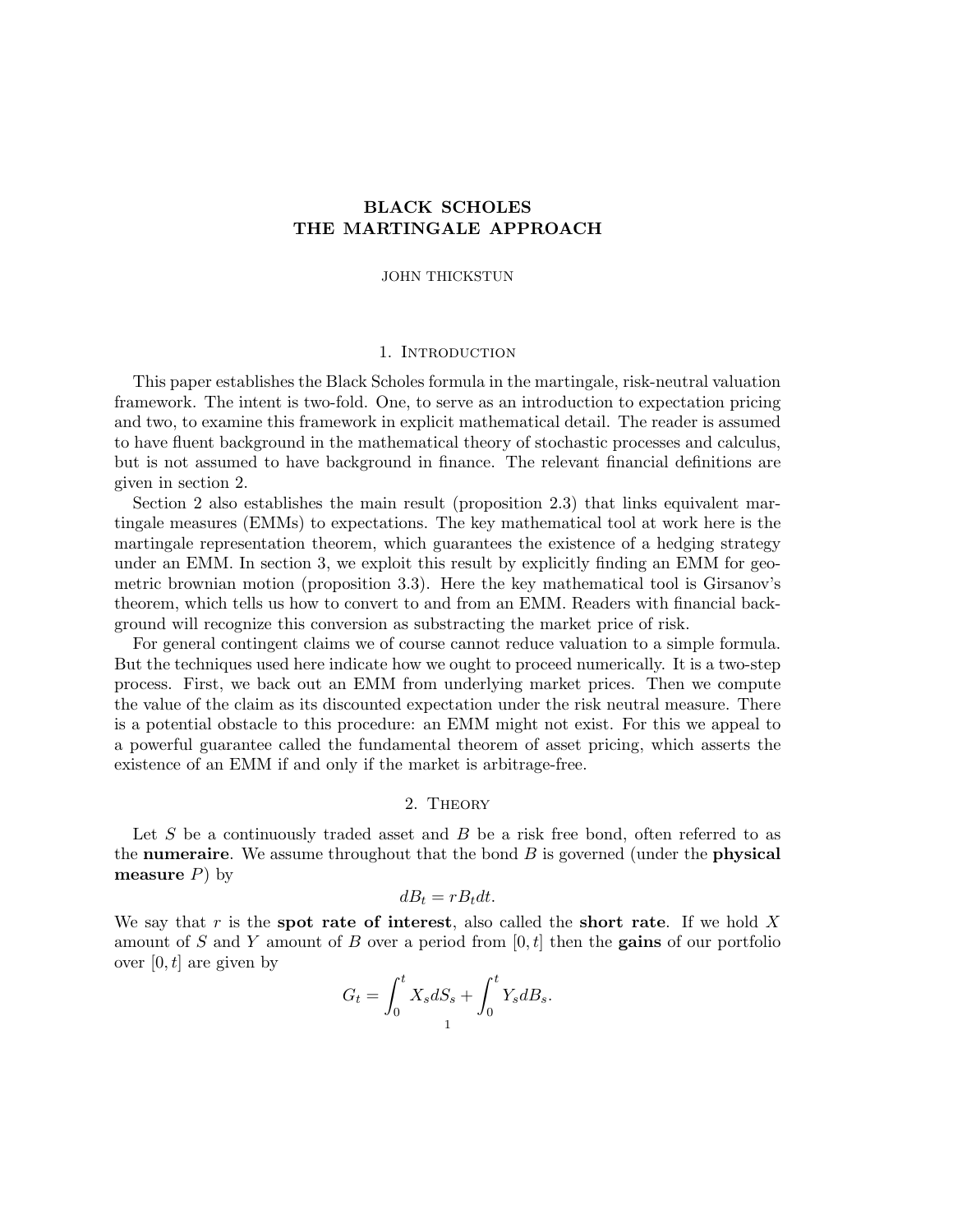# BLACK SCHOLES
# THE MARTINGALE APPROACH

JOHN THICKSTUN

## 1. Introduction

This paper establishes the Black Scholes formula in the martingale, risk-neutral valuation framework. The intent is two-fold. One, to serve as an introduction to expectation pricing and two, to examine this framework in explicit mathematical detail. The reader is assumed to have fluent background in the mathematical theory of stochastic processes and calculus, but is not assumed to have background in finance. The relevant financial definitions are given in section 2.

Section 2 also establishes the main result (proposition 2.3) that links equivalent martingale measures (EMMs) to expectations. The key mathematical tool at work here is the martingale representation theorem, which guarantees the existence of a hedging strategy under an EMM. In section 3, we exploit this result by explicitly finding an EMM for geometric brownian motion (proposition 3.3). Here the key mathematical tool is Girsanov's theorem, which tells us how to convert to and from an EMM. Readers with financial background will recognize this conversion as substracting the market price of risk.

For general contingent claims we of course cannot reduce valuation to a simple formula. But the techniques used here indicate how we ought to proceed numerically. It is a two-step process. First, we back out an EMM from underlying market prices. Then we compute the value of the claim as its discounted expectation under the risk neutral measure. There is a potential obstacle to this procedure: an EMM might not exist. For this we appeal to a powerful guarantee called the fundamental theorem of asset pricing, which asserts the existence of an EMM if and only if the market is arbitrage-free.

## 2. Theory

Let $S$ be a continuously traded asset and $B$ be a risk free bond, often referred to as the **numeraire**. We assume throughout that the bond $B$ is governed (under the **physical measure** $P$) by

$$dB_t = rB_t dt.$$

We say that $r$ is the **spot rate of interest**, also called the **short rate**. If we hold $X$ amount of $S$ and $Y$ amount of $B$ over a period from $[0,t]$ then the **gains** of our portfolio over $[0,t]$ are given by

$$G_t = \int_0^t X_s dS_s + \int_0^t Y_s dB_s.$$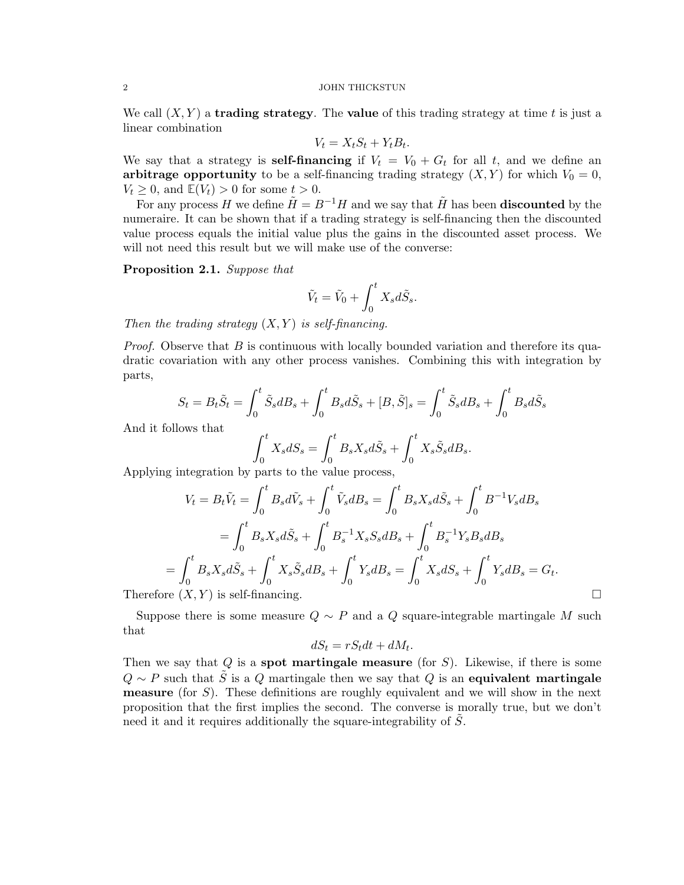We call $(X, Y)$ a **trading strategy**. The **value** of this trading strategy at time $t$ is just a linear combination

$$V_t = X_t S_t + Y_t B_t.$$

We say that a strategy is **self-financing** if $V_t = V_0 + G_t$ for all $t$, and we define an **arbitrage opportunity** to be a self-financing trading strategy $(X, Y)$ for which $V_0 = 0$, $V_t \geq 0$, and $\mathbb{E}(V_t) > 0$ for some $t > 0$.

For any process $H$ we define $\tilde{H} = B^{-1}H$ and we say that $\tilde{H}$ has been **discounted** by the numeraire. It can be shown that if a trading strategy is self-financing then the discounted value process equals the initial value plus the gains in the discounted asset process. We will not need this result but we will make use of the converse:

**Proposition 2.1.** *Suppose that*

$$\tilde{V}_t = \tilde{V}_0 + \int_0^t X_s d\tilde{S}_s.$$

*Then the trading strategy $(X, Y)$ is self-financing.*

*Proof.* Observe that $B$ is continuous with locally bounded variation and therefore its quadratic covariation with any other process vanishes. Combining this with integration by parts,

$$S_t = B_t \tilde{S}_t = \int_0^t \tilde{S}_s dB_s + \int_0^t B_s d\tilde{S}_s + [B, \tilde{S}]_s = \int_0^t \tilde{S}_s dB_s + \int_0^t B_s d\tilde{S}_s$$

And it follows that

$$\int_0^t X_s dS_s = \int_0^t B_s X_s d\tilde{S}_s + \int_0^t X_s \tilde{S}_s dB_s.$$

Applying integration by parts to the value process,

$$V_t = B_t \tilde{V}_t = \int_0^t B_s d\tilde{V}_s + \int_0^t \tilde{V}_s dB_s = \int_0^t B_s X_s d\tilde{S}_s + \int_0^t B^{-1} V_s dB_s$$

$$= \int_0^t B_s X_s d\tilde{S}_s + \int_0^t B_s^{-1} X_s S_s dB_s + \int_0^t B_s^{-1} Y_s B_s dB_s$$

$$= \int_0^t B_s X_s d\tilde{S}_s + \int_0^t X_s \tilde{S}_s dB_s + \int_0^t Y_s dB_s = \int_0^t X_s dS_s + \int_0^t Y_s dB_s = G_t.$$

Therefore $(X, Y)$ is self-financing. □

Suppose there is some measure $Q \sim P$ and a $Q$ square-integrable martingale $M$ such that

$$dS_t = rS_t dt + dM_t.$$

Then we say that $Q$ is a **spot martingale measure** (for $S$). Likewise, if there is some $Q \sim P$ such that $\tilde{S}$ is a $Q$ martingale then we say that $Q$ is an **equivalent martingale measure** (for $S$). These definitions are roughly equivalent and we will show in the next proposition that the first implies the second. The converse is morally true, but we don't need it and it requires additionally the square-integrability of $\tilde{S}$.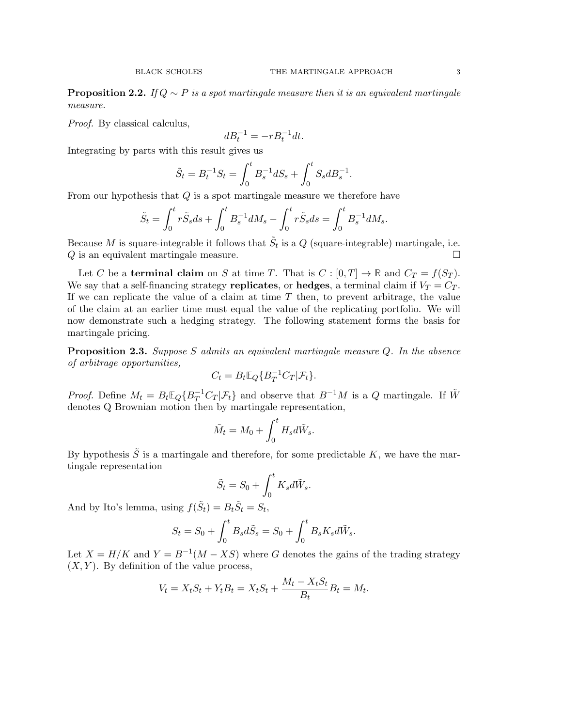**Proposition 2.2.** *If $Q \sim P$ is a spot martingale measure then it is an equivalent martingale measure.*

*Proof.* By classical calculus,

$$dB_t^{-1} = -rB_t^{-1}dt.$$

Integrating by parts with this result gives us

$$\tilde{S}_t = B_t^{-1}S_t = \int_0^t B_s^{-1}dS_s + \int_0^t S_s dB_s^{-1}.$$

From our hypothesis that $Q$ is a spot martingale measure we therefore have

$$\tilde{S}_t = \int_0^t r\tilde{S}_s ds + \int_0^t B_s^{-1}dM_s - \int_0^t r\tilde{S}_s ds = \int_0^t B_s^{-1}dM_s.$$

Because $M$ is square-integrable it follows that $\tilde{S}_t$ is a $Q$ (square-integrable) martingale, i.e. $Q$ is an equivalent martingale measure. $\square$

Let $C$ be a **terminal claim** on $S$ at time $T$. That is $C : [0, T] \to \mathbb{R}$ and $C_T = f(S_T)$. We say that a self-financing strategy **replicates**, or **hedges**, a terminal claim if $V_T = C_T$. If we can replicate the value of a claim at time $T$ then, to prevent arbitrage, the value of the claim at an earlier time must equal the value of the replicating portfolio. We will now demonstrate such a hedging strategy. The following statement forms the basis for martingale pricing.

**Proposition 2.3.** *Suppose $S$ admits an equivalent martingale measure $Q$. In the absence of arbitrage opportunities,*

$$C_t = B_t \mathbb{E}_Q\{B_T^{-1}C_T|\mathcal{F}_t\}.$$

*Proof.* Define $M_t = B_t \mathbb{E}_Q\{B_T^{-1}C_T|\mathcal{F}_t\}$ and observe that $B^{-1}M$ is a $Q$ martingale. If $\tilde{W}$ denotes Q Brownian motion then by martingale representation,

$$\tilde{M}_t = M_0 + \int_0^t H_s d\tilde{W}_s.$$

By hypothesis $\tilde{S}$ is a martingale and therefore, for some predictable $K$, we have the martingale representation

$$\tilde{S}_t = S_0 + \int_0^t K_s d\tilde{W}_s.$$

And by Ito's lemma, using $f(\tilde{S}_t) = B_t\tilde{S}_t = S_t$,

$$S_t = S_0 + \int_0^t B_s d\tilde{S}_s = S_0 + \int_0^t B_s K_s d\tilde{W}_s.$$

Let $X = H/K$ and $Y = B^{-1}(M - XS)$ where $G$ denotes the gains of the trading strategy $(X, Y)$. By definition of the value process,

$$V_t = X_t S_t + Y_t B_t = X_t S_t + \frac{M_t - X_t S_t}{B_t} B_t = M_t.$$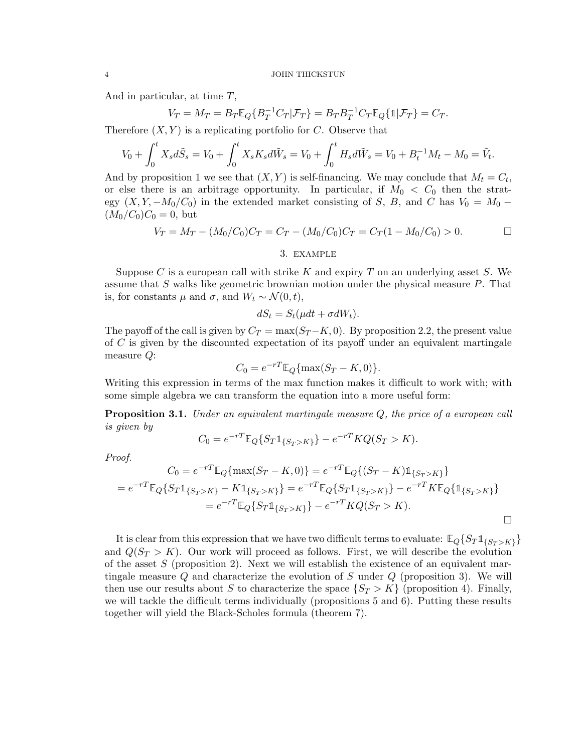And in particular, at time $T$,

$$V_T = M_T = B_T \mathbb{E}_Q\{B_T^{-1} C_T | \mathcal{F}_T\} = B_T B_T^{-1} C_T \mathbb{E}_Q\{\mathbb{1} | \mathcal{F}_T\} = C_T.$$

Therefore $(X, Y)$ is a replicating portfolio for $C$. Observe that

$$V_0 + \int_0^t X_s d\tilde{S}_s = V_0 + \int_0^t X_s K_s d\tilde{W}_s = V_0 + \int_0^t H_s d\tilde{W}_s = V_0 + B_t^{-1} M_t - M_0 = \tilde{V}_t.$$

And by proposition 1 we see that $(X, Y)$ is self-financing. We may conclude that $M_t = C_t$, or else there is an arbitrage opportunity. In particular, if $M_0 < C_0$ then the strategy $(X, Y, -M_0/C_0)$ in the extended market consisting of $S$, $B$, and $C$ has $V_0 = M_0 - (M_0/C_0)C_0 = 0$, but

$$V_T = M_T - (M_0/C_0)C_T = C_T - (M_0/C_0)C_T = C_T(1 - M_0/C_0) > 0. \qquad \square$$

## 3. Example

Suppose $C$ is a european call with strike $K$ and expiry $T$ on an underlying asset $S$. We assume that $S$ walks like geometric brownian motion under the physical measure $P$. That is, for constants $\mu$ and $\sigma$, and $W_t \sim \mathcal{N}(0, t)$,

$$dS_t = S_t(\mu dt + \sigma dW_t).$$

The payoff of the call is given by $C_T = \max(S_T - K, 0)$. By proposition 2.2, the present value of $C$ is given by the discounted expectation of its payoff under an equivalent martingale measure $Q$:

$$C_0 = e^{-rT} \mathbb{E}_Q\{\max(S_T - K, 0)\}.$$

Writing this expression in terms of the max function makes it difficult to work with; with some simple algebra we can transform the equation into a more useful form:

**Proposition 3.1.** *Under an equivalent martingale measure $Q$, the price of a european call is given by*

$$C_0 = e^{-rT} \mathbb{E}_Q\{S_T \mathbb{1}_{\{S_T > K\}}\} - e^{-rT} K Q(S_T > K).$$

*Proof.*

$$
\begin{aligned}
C_0 &= e^{-rT} \mathbb{E}_Q\{\max(S_T - K, 0)\} = e^{-rT} \mathbb{E}_Q\{(S_T - K)\mathbb{1}_{\{S_T > K\}}\} \\
&= e^{-rT} \mathbb{E}_Q\{S_T \mathbb{1}_{\{S_T > K\}} - K \mathbb{1}_{\{S_T > K\}}\} = e^{-rT} \mathbb{E}_Q\{S_T \mathbb{1}_{\{S_T > K\}}\} - e^{-rT} K \mathbb{E}_Q\{\mathbb{1}_{\{S_T > K\}}\} \\
&= e^{-rT} \mathbb{E}_Q\{S_T \mathbb{1}_{\{S_T > K\}}\} - e^{-rT} K Q(S_T > K).
\end{aligned}
$$

$\square$

It is clear from this expression that we have two difficult terms to evaluate: $\mathbb{E}_Q\{S_T \mathbb{1}_{\{S_T > K\}}\}$ and $Q(S_T > K)$. Our work will proceed as follows. First, we will describe the evolution of the asset $S$ (proposition 2). Next we will establish the existence of an equivalent martingale measure $Q$ and characterize the evolution of $S$ under $Q$ (proposition 3). We will then use our results about $S$ to characterize the space $\{S_T > K\}$ (proposition 4). Finally, we will tackle the difficult terms individually (propositions 5 and 6). Putting these results together will yield the Black-Scholes formula (theorem 7).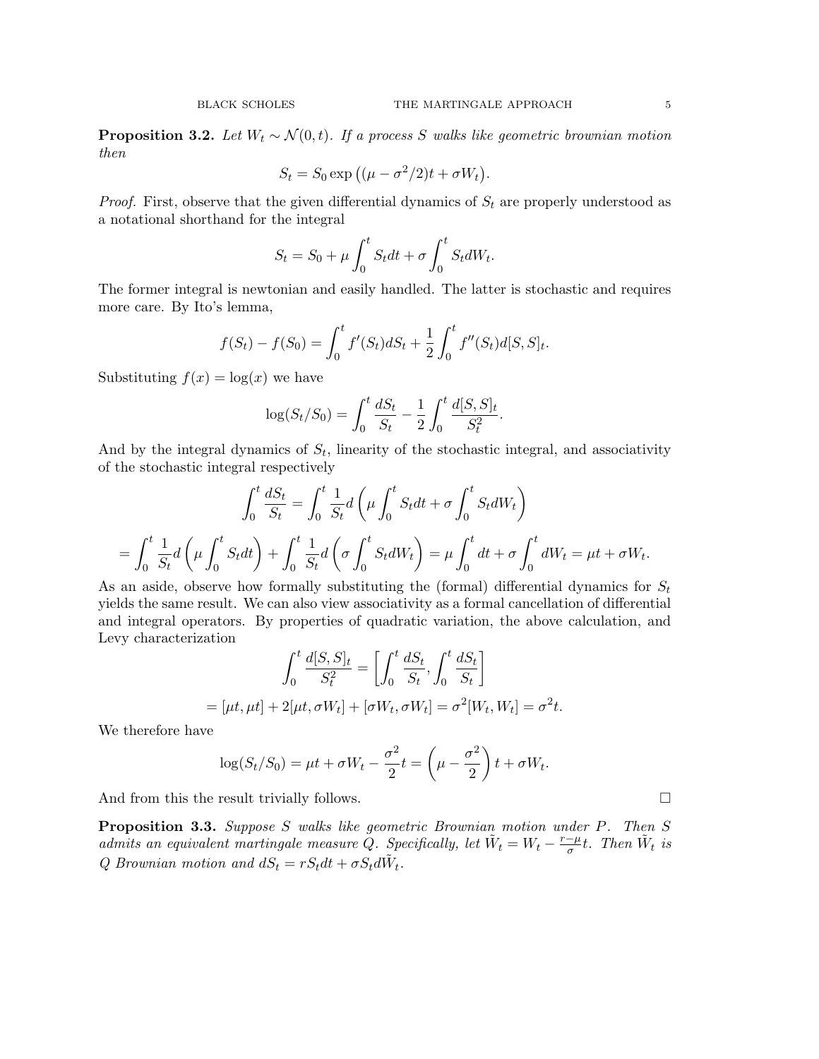**Proposition 3.2.** *Let $W_t \sim \mathcal{N}(0, t)$. If a process $S$ walks like geometric brownian motion then*

$$S_t = S_0 \exp\big((\mu - \sigma^2/2)t + \sigma W_t\big).$$

*Proof.* First, observe that the given differential dynamics of $S_t$ are properly understood as a notational shorthand for the integral

$$S_t = S_0 + \mu \int_0^t S_t dt + \sigma \int_0^t S_t dW_t.$$

The former integral is newtonian and easily handled. The latter is stochastic and requires more care. By Ito's lemma,

$$f(S_t) - f(S_0) = \int_0^t f'(S_t) dS_t + \frac{1}{2} \int_0^t f''(S_t) d[S, S]_t.$$

Substituting $f(x) = \log(x)$ we have

$$\log(S_t/S_0) = \int_0^t \frac{dS_t}{S_t} - \frac{1}{2} \int_0^t \frac{d[S, S]_t}{S_t^2}.$$

And by the integral dynamics of $S_t$, linearity of the stochastic integral, and associativity of the stochastic integral respectively

$$\int_0^t \frac{dS_t}{S_t} = \int_0^t \frac{1}{S_t} d\left(\mu \int_0^t S_t dt + \sigma \int_0^t S_t dW_t\right)$$

$$= \int_0^t \frac{1}{S_t} d\left(\mu \int_0^t S_t dt\right) + \int_0^t \frac{1}{S_t} d\left(\sigma \int_0^t S_t dW_t\right) = \mu \int_0^t dt + \sigma \int_0^t dW_t = \mu t + \sigma W_t.$$

As an aside, observe how formally substituting the (formal) differential dynamics for $S_t$ yields the same result. We can also view associativity as a formal cancellation of differential and integral operators. By properties of quadratic variation, the above calculation, and Levy characterization

$$\int_0^t \frac{d[S, S]_t}{S_t^2} = \left[\int_0^t \frac{dS_t}{S_t}, \int_0^t \frac{dS_t}{S_t}\right]$$

$$= [\mu t, \mu t] + 2[\mu t, \sigma W_t] + [\sigma W_t, \sigma W_t] = \sigma^2 [W_t, W_t] = \sigma^2 t.$$

We therefore have

$$\log(S_t/S_0) = \mu t + \sigma W_t - \frac{\sigma^2}{2} t = \left(\mu - \frac{\sigma^2}{2}\right) t + \sigma W_t.$$

And from this the result trivially follows. □

**Proposition 3.3.** *Suppose $S$ walks like geometric Brownian motion under $P$. Then $S$ admits an equivalent martingale measure $Q$. Specifically, let $\tilde{W}_t = W_t - \frac{r-\mu}{\sigma} t$. Then $\tilde{W}_t$ is $Q$ Brownian motion and $dS_t = rS_t dt + \sigma S_t d\tilde{W}_t$.*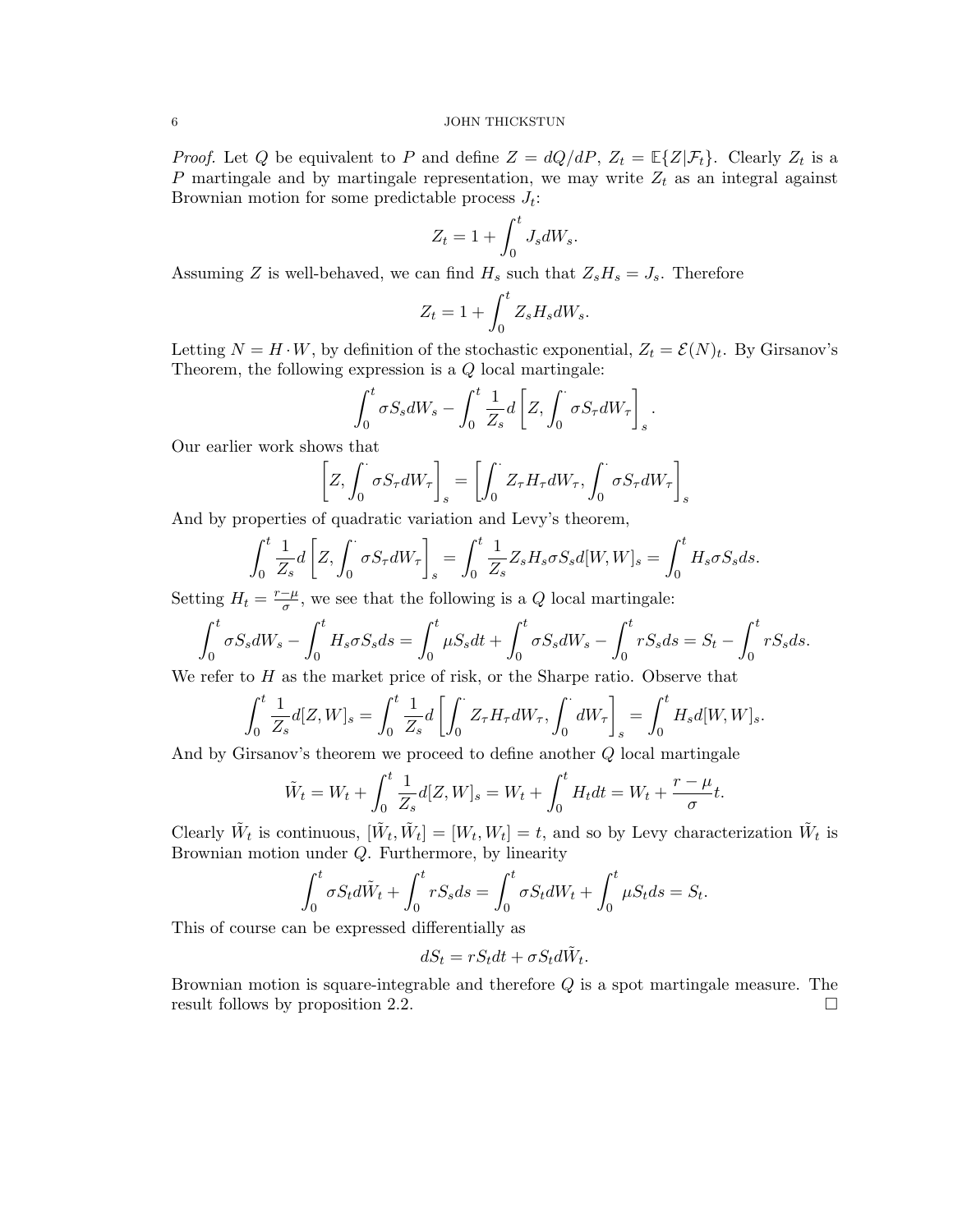*Proof.* Let $Q$ be equivalent to $P$ and define $Z = dQ/dP$, $Z_t = \mathbb{E}\{Z|\mathcal{F}_t\}$. Clearly $Z_t$ is a $P$ martingale and by martingale representation, we may write $Z_t$ as an integral against Brownian motion for some predictable process $J_t$:

$$Z_t = 1 + \int_0^t J_s dW_s.$$

Assuming $Z$ is well-behaved, we can find $H_s$ such that $Z_s H_s = J_s$. Therefore

$$Z_t = 1 + \int_0^t Z_s H_s dW_s.$$

Letting $N = H \cdot W$, by definition of the stochastic exponential, $Z_t = \mathcal{E}(N)_t$. By Girsanov's Theorem, the following expression is a $Q$ local martingale:

$$\int_0^t \sigma S_s dW_s - \int_0^t \frac{1}{Z_s} d\left[Z, \int_0^\cdot \sigma S_\tau dW_\tau\right]_s.$$

Our earlier work shows that

$$\left[Z, \int_0^\cdot \sigma S_\tau dW_\tau\right]_s = \left[\int_0^\cdot Z_\tau H_\tau dW_\tau, \int_0^\cdot \sigma S_\tau dW_\tau\right]_s$$

And by properties of quadratic variation and Levy's theorem,

$$\int_0^t \frac{1}{Z_s} d\left[Z, \int_0^\cdot \sigma S_\tau dW_\tau\right]_s = \int_0^t \frac{1}{Z_s} Z_s H_s \sigma S_s d[W,W]_s = \int_0^t H_s \sigma S_s ds.$$

Setting $H_t = \frac{r-\mu}{\sigma}$, we see that the following is a $Q$ local martingale:

$$\int_0^t \sigma S_s dW_s - \int_0^t H_s \sigma S_s ds = \int_0^t \mu S_s dt + \int_0^t \sigma S_s dW_s - \int_0^t r S_s ds = S_t - \int_0^t r S_s ds.$$

We refer to $H$ as the market price of risk, or the Sharpe ratio. Observe that

$$\int_0^t \frac{1}{Z_s} d[Z,W]_s = \int_0^t \frac{1}{Z_s} d\left[\int_0^\cdot Z_\tau H_\tau dW_\tau, \int_0^\cdot dW_\tau\right]_s = \int_0^t H_s d[W,W]_s.$$

And by Girsanov's theorem we proceed to define another $Q$ local martingale

$$\tilde{W}_t = W_t + \int_0^t \frac{1}{Z_s} d[Z,W]_s = W_t + \int_0^t H_t dt = W_t + \frac{r-\mu}{\sigma} t.$$

Clearly $\tilde{W}_t$ is continuous, $[\tilde{W}_t, \tilde{W}_t] = [W_t, W_t] = t$, and so by Levy characterization $\tilde{W}_t$ is Brownian motion under $Q$. Furthermore, by linearity

$$\int_0^t \sigma S_t d\tilde{W}_t + \int_0^t r S_s ds = \int_0^t \sigma S_t dW_t + \int_0^t \mu S_t ds = S_t.$$

This of course can be expressed differentially as

$$dS_t = r S_t dt + \sigma S_t d\tilde{W}_t.$$

Brownian motion is square-integrable and therefore $Q$ is a spot martingale measure. The result follows by proposition 2.2. $\square$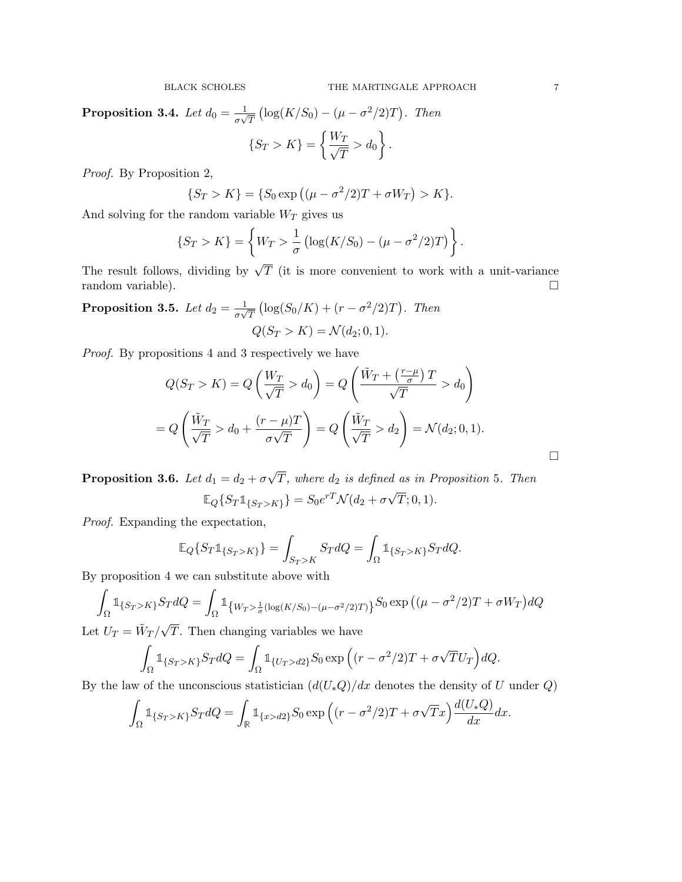**Proposition 3.4.** *Let* $d_0 = \frac{1}{\sigma\sqrt{T}}\left(\log(K/S_0) - (\mu - \sigma^2/2)T\right)$. *Then*

$$\{S_T > K\} = \left\{\frac{W_T}{\sqrt{T}} > d_0\right\}.$$

*Proof.* By Proposition 2,

$$\{S_T > K\} = \{S_0 \exp\left((\mu - \sigma^2/2)T + \sigma W_T\right) > K\}.$$

And solving for the random variable $W_T$ gives us

$$\{S_T > K\} = \left\{W_T > \frac{1}{\sigma}\left(\log(K/S_0) - (\mu - \sigma^2/2)T\right)\right\}.$$

The result follows, dividing by $\sqrt{T}$ (it is more convenient to work with a unit-variance random variable). $\square$

**Proposition 3.5.** *Let* $d_2 = \frac{1}{\sigma\sqrt{T}}\left(\log(S_0/K) + (r - \sigma^2/2)T\right)$. *Then*

$$Q(S_T > K) = \mathcal{N}(d_2; 0, 1).$$

*Proof.* By propositions 4 and 3 respectively we have

$$Q(S_T > K) = Q\left(\frac{W_T}{\sqrt{T}} > d_0\right) = Q\left(\frac{\tilde{W}_T + \left(\frac{r-\mu}{\sigma}\right)T}{\sqrt{T}} > d_0\right)$$

$$= Q\left(\frac{\tilde{W}_T}{\sqrt{T}} > d_0 + \frac{(r-\mu)T}{\sigma\sqrt{T}}\right) = Q\left(\frac{\tilde{W}_T}{\sqrt{T}} > d_2\right) = \mathcal{N}(d_2; 0, 1).$$

$\square$

**Proposition 3.6.** *Let* $d_1 = d_2 + \sigma\sqrt{T}$, *where* $d_2$ *is defined as in Proposition* 5. *Then*

$$\mathbb{E}_Q\{S_T \mathbb{1}_{\{S_T > K\}}\} = S_0 e^{rT} \mathcal{N}(d_2 + \sigma\sqrt{T}; 0, 1).$$

*Proof.* Expanding the expectation,

$$\mathbb{E}_Q\{S_T \mathbb{1}_{\{S_T > K\}}\} = \int_{S_T > K} S_T dQ = \int_\Omega \mathbb{1}_{\{S_T > K\}} S_T dQ.$$

By proposition 4 we can substitute above with

$$\int_\Omega \mathbb{1}_{\{S_T > K\}} S_T dQ = \int_\Omega \mathbb{1}_{\left\{W_T > \frac{1}{\sigma}(\log(K/S_0) - (\mu - \sigma^2/2)T)\right\}} S_0 \exp\left((\mu - \sigma^2/2)T + \sigma W_T\right) dQ$$

Let $U_T = \tilde{W}_T/\sqrt{T}$. Then changing variables we have

$$\int_\Omega \mathbb{1}_{\{S_T > K\}} S_T dQ = \int_\Omega \mathbb{1}_{\{U_T > d2\}} S_0 \exp\left((r - \sigma^2/2)T + \sigma\sqrt{T} U_T\right) dQ.$$

By the law of the unconscious statistician ($d(U_* Q)/dx$ denotes the density of $U$ under $Q$)

$$\int_\Omega \mathbb{1}_{\{S_T > K\}} S_T dQ = \int_\mathbb{R} \mathbb{1}_{\{x > d2\}} S_0 \exp\left((r - \sigma^2/2)T + \sigma\sqrt{T} x\right) \frac{d(U_* Q)}{dx} dx.$$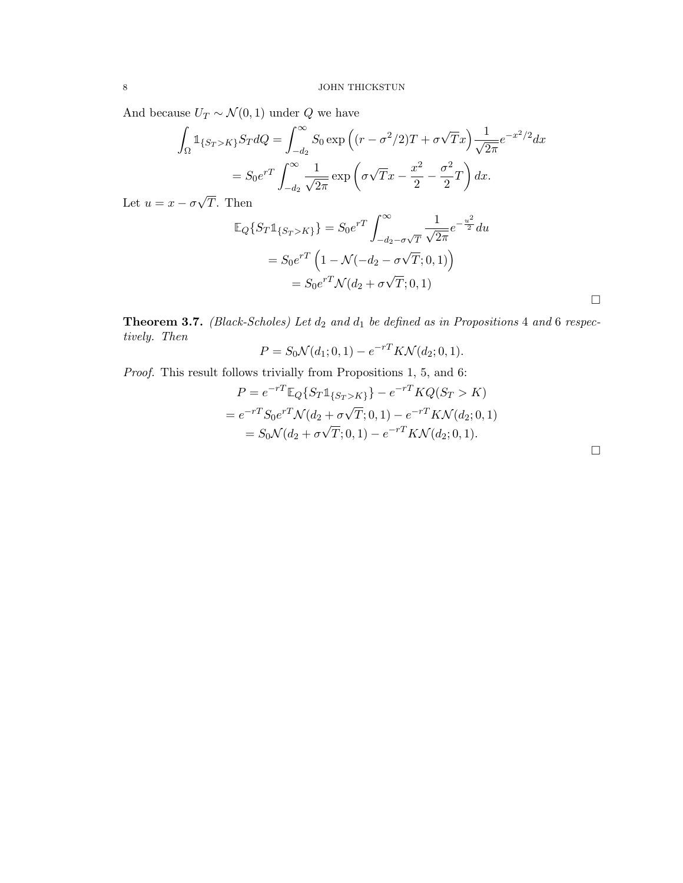And because $U_T \sim \mathcal{N}(0,1)$ under $Q$ we have

$$\int_\Omega \mathbb{1}_{\{S_T > K\}} S_T dQ = \int_{-d_2}^{\infty} S_0 \exp\left((r - \sigma^2/2)T + \sigma\sqrt{T}x\right) \frac{1}{\sqrt{2\pi}} e^{-x^2/2} dx$$

$$= S_0 e^{rT} \int_{-d_2}^{\infty} \frac{1}{\sqrt{2\pi}} \exp\left(\sigma\sqrt{T}x - \frac{x^2}{2} - \frac{\sigma^2}{2}T\right) dx.$$

Let $u = x - \sigma\sqrt{T}$. Then

$$\mathbb{E}_Q\{S_T \mathbb{1}_{\{S_T > K\}}\} = S_0 e^{rT} \int_{-d_2 - \sigma\sqrt{T}}^{\infty} \frac{1}{\sqrt{2\pi}} e^{-\frac{u^2}{2}} du$$

$$= S_0 e^{rT} \left(1 - \mathcal{N}(-d_2 - \sigma\sqrt{T}; 0, 1)\right)$$

$$= S_0 e^{rT} \mathcal{N}(d_2 + \sigma\sqrt{T}; 0, 1)$$

□

**Theorem 3.7.** *(Black-Scholes) Let $d_2$ and $d_1$ be defined as in Propositions 4 and 6 respectively. Then*

$$P = S_0 \mathcal{N}(d_1; 0, 1) - e^{-rT} K \mathcal{N}(d_2; 0, 1).$$

*Proof.* This result follows trivially from Propositions 1, 5, and 6:

$$P = e^{-rT} \mathbb{E}_Q\{S_T \mathbb{1}_{\{S_T > K\}}\} - e^{-rT} K Q(S_T > K)$$

$$= e^{-rT} S_0 e^{rT} \mathcal{N}(d_2 + \sigma\sqrt{T}; 0, 1) - e^{-rT} K \mathcal{N}(d_2; 0, 1)$$

$$= S_0 \mathcal{N}(d_2 + \sigma\sqrt{T}; 0, 1) - e^{-rT} K \mathcal{N}(d_2; 0, 1).$$

□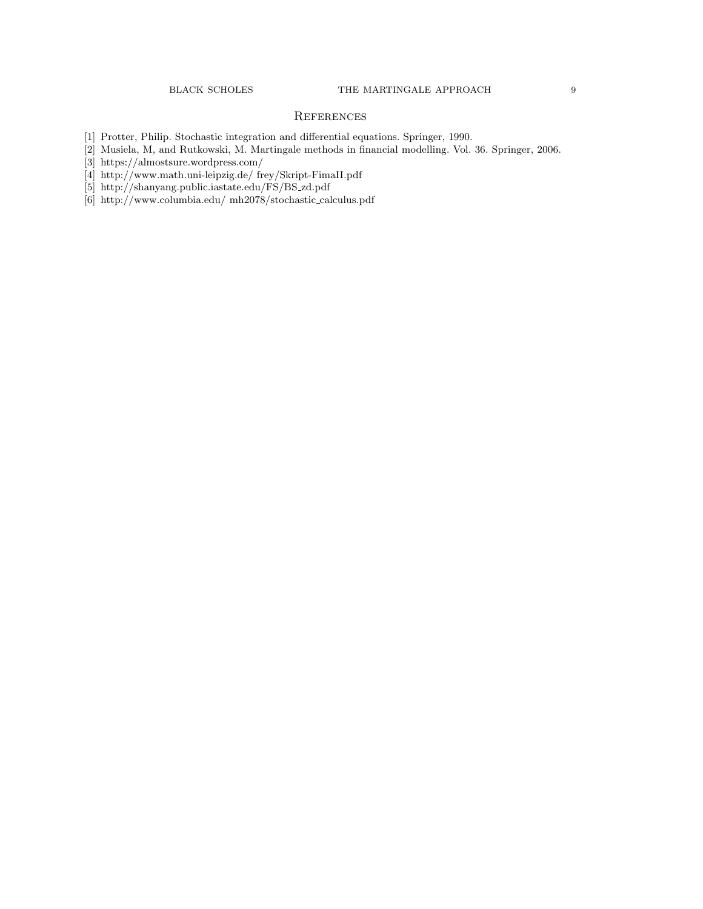## References

[1] Protter, Philip. Stochastic integration and differential equations. Springer, 1990.
[2] Musiela, M, and Rutkowski, M. Martingale methods in financial modelling. Vol. 36. Springer, 2006.
[3] https://almostsure.wordpress.com/
[4] http://www.math.uni-leipzig.de/ frey/Skript-FimaII.pdf
[5] http://shanyang.public.iastate.edu/FS/BS_zd.pdf
[6] http://www.columbia.edu/ mh2078/stochastic_calculus.pdf